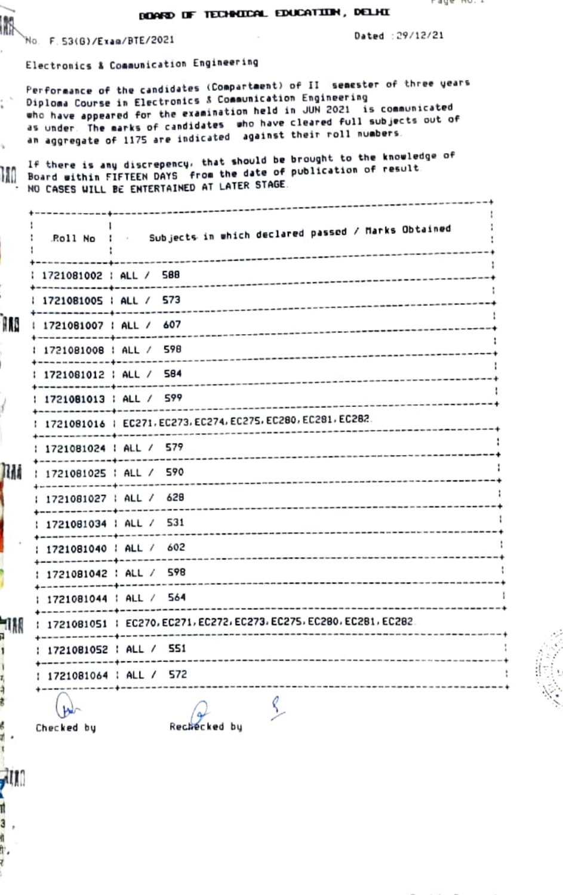# BOARD OF TECHNICAL EDUCATION, DELHI

No. F.53(G)/Exam/BTE/2021 Dated :29/12/21

Electronics & Communication Engineering

Performance of the candidates (Compartment) of II semester of three years Diploma Course in Electronics & Communication Engineering who have appeared for the examination held in JUN 2021 is communicated as under. The marks of candidates who have cleared full subjects out of an aggregate of 1175 are indicated against their roll numbers.

If there is any discrepency, that should be brought to the knowledge of Board within FIFTEEN DAYS from the date of publication of result. NO CASES WILL BE ENTERTAINED AT LATER STAGE.

| Roll No | Subjects in which declared passed / Marks Obtained |
|---|---|
| 1721081002 | ALL / 588 |
| 1721081005 | ALL / 573 |
| 1721081007 | ALL / 607 |
| 1721081008 | ALL / 598 |
| 1721081012 | ALL / 584 |
| 1721081013 | ALL / 599 |
| 1721081016 | EC271, EC273, EC274, EC275, EC280, EC281, EC282 |
| 1721081024 | ALL / 579 |
| 1721081025 | ALL / 590 |
| 1721081027 | ALL / 628 |
| 1721081034 | ALL / 531 |
| 1721081040 | ALL / 602 |
| 1721081042 | ALL / 598 |
| 1721081044 | ALL / 564 |
| 1721081051 | EC270, EC271, EC272, EC273, EC275, EC280, EC281, EC282 |
| 1721081052 | ALL / 551 |
| 1721081064 | ALL / 572 |

Checked by Rechecked by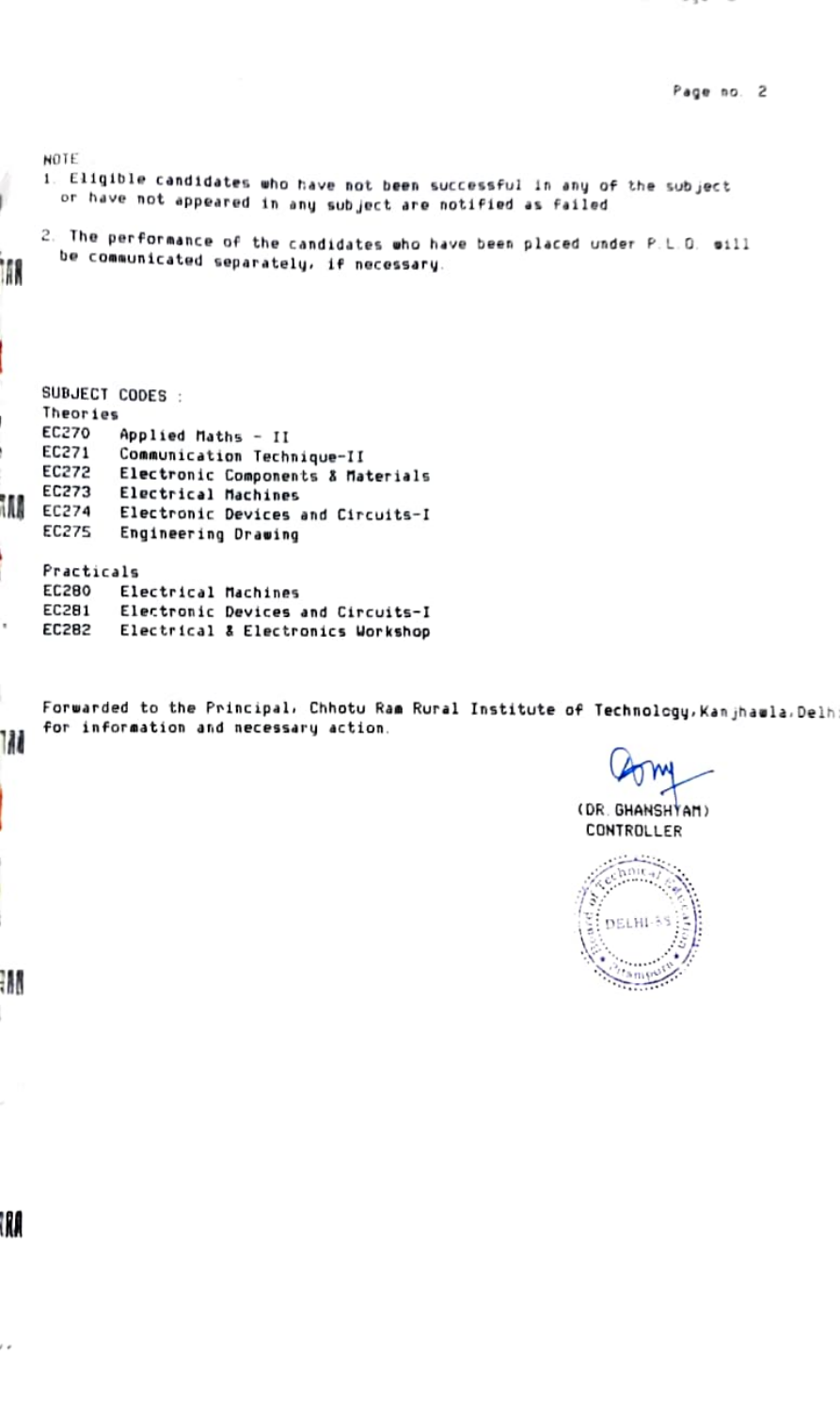NOTE

1. Eligible candidates who have not been successful in any of the subject or have not appeared in any subject are notified as failed

2. The performance of the candidates who have been placed under P.L.O. will be communicated separately, if necessary.

SUBJECT CODES :

Theories

| | |
|---|---|
| EC270 | Applied Maths - II |
| EC271 | Communication Technique-II |
| EC272 | Electronic Components & Materials |
| EC273 | Electrical Machines |
| EC274 | Electronic Devices and Circuits-I |
| EC275 | Engineering Drawing |

Practicals

| | |
|---|---|
| EC280 | Electrical Machines |
| EC281 | Electronic Devices and Circuits-I |
| EC282 | Electrical & Electronics Workshop |

Forwarded to the Principal, Chhotu Ram Rural Institute of Technology, Kanjhawla, Delhi for information and necessary action.

(DR. GHANSHYAM)
CONTROLLER

DELHI-35